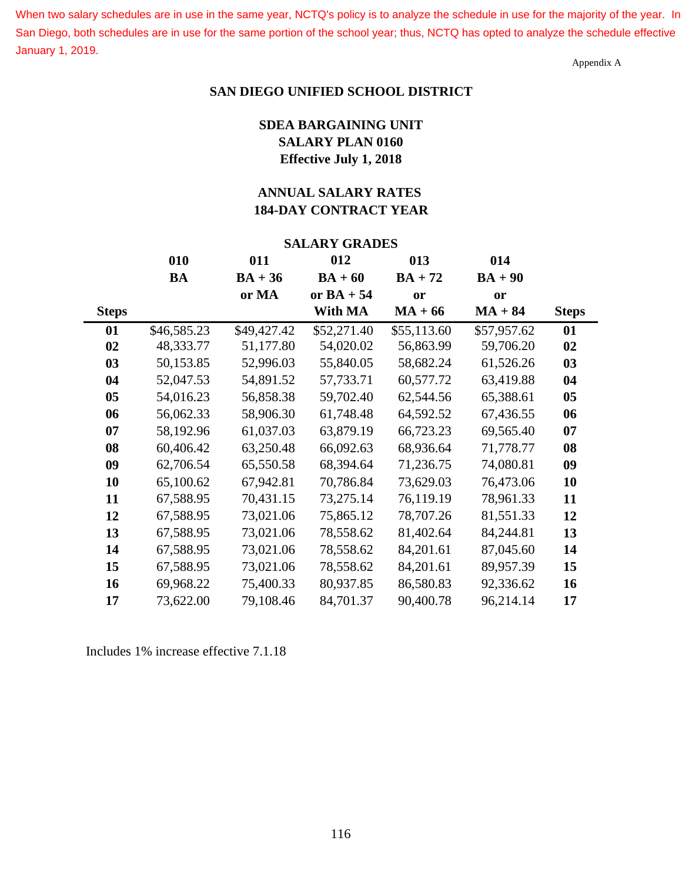When two salary schedules are in use in the same year, NCTQ's policy is to analyze the schedule in use for the majority of the year. In San Diego, both schedules are in use for the same portion of the school year; thus, NCTQ has opted to analyze the schedule effective January 1, 2019.

Appendix A

## SAN DIEGO UNIFIED SCHOOL DISTRICT

### SDEA BARGAINING UNIT
### SALARY PLAN 0160
### Effective July 1, 2018

### ANNUAL SALARY RATES
### 184-DAY CONTRACT YEAR

| | SALARY GRADES | | | | | |
|---|---|---|---|---|---|---|
| | 010 | 011 | 012 | 013 | 014 | |
| Steps | BA | BA + 36 or MA | BA + 60 or BA + 54 With MA | BA + 72 or MA + 66 | BA + 90 or MA + 84 | Steps |
| 01 | $46,585.23 | $49,427.42 | $52,271.40 | $55,113.60 | $57,957.62 | 01 |
| 02 | 48,333.77 | 51,177.80 | 54,020.02 | 56,863.99 | 59,706.20 | 02 |
| 03 | 50,153.85 | 52,996.03 | 55,840.05 | 58,682.24 | 61,526.26 | 03 |
| 04 | 52,047.53 | 54,891.52 | 57,733.71 | 60,577.72 | 63,419.88 | 04 |
| 05 | 54,016.23 | 56,858.38 | 59,702.40 | 62,544.56 | 65,388.61 | 05 |
| 06 | 56,062.33 | 58,906.30 | 61,748.48 | 64,592.52 | 67,436.55 | 06 |
| 07 | 58,192.96 | 61,037.03 | 63,879.19 | 66,723.23 | 69,565.40 | 07 |
| 08 | 60,406.42 | 63,250.48 | 66,092.63 | 68,936.64 | 71,778.77 | 08 |
| 09 | 62,706.54 | 65,550.58 | 68,394.64 | 71,236.75 | 74,080.81 | 09 |
| 10 | 65,100.62 | 67,942.81 | 70,786.84 | 73,629.03 | 76,473.06 | 10 |
| 11 | 67,588.95 | 70,431.15 | 73,275.14 | 76,119.19 | 78,961.33 | 11 |
| 12 | 67,588.95 | 73,021.06 | 75,865.12 | 78,707.26 | 81,551.33 | 12 |
| 13 | 67,588.95 | 73,021.06 | 78,558.62 | 81,402.64 | 84,244.81 | 13 |
| 14 | 67,588.95 | 73,021.06 | 78,558.62 | 84,201.61 | 87,045.60 | 14 |
| 15 | 67,588.95 | 73,021.06 | 78,558.62 | 84,201.61 | 89,957.39 | 15 |
| 16 | 69,968.22 | 75,400.33 | 80,937.85 | 86,580.83 | 92,336.62 | 16 |
| 17 | 73,622.00 | 79,108.46 | 84,701.37 | 90,400.78 | 96,214.14 | 17 |

Includes 1% increase effective 7.1.18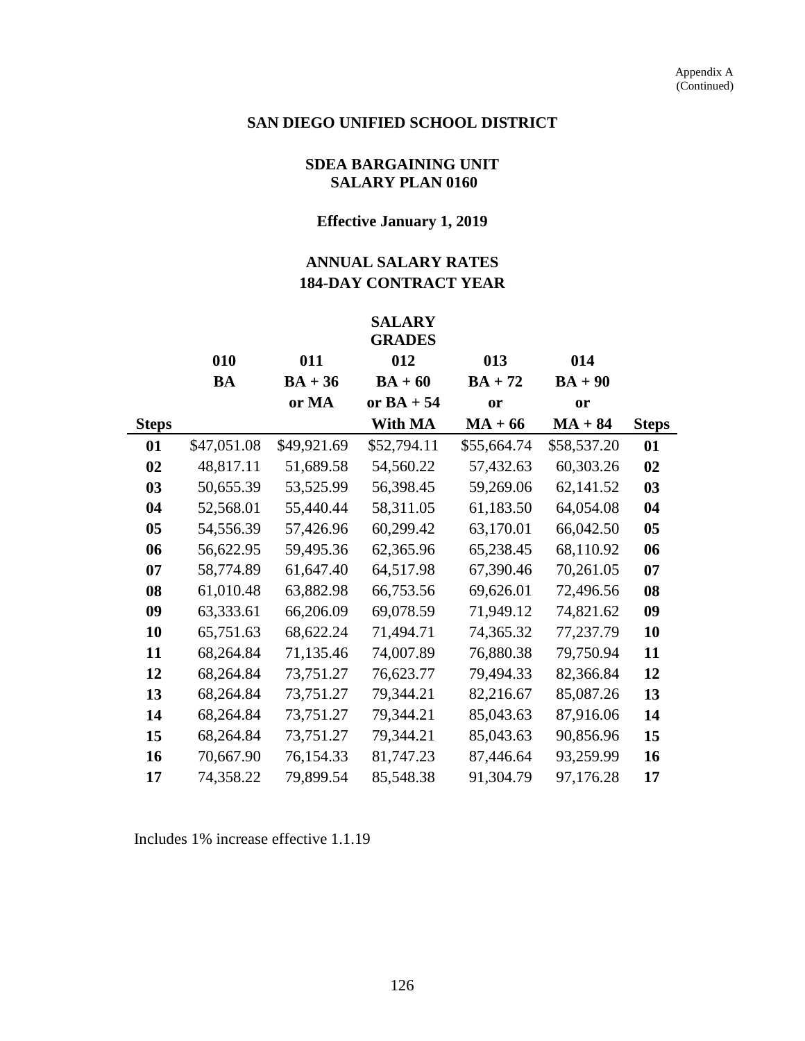Appendix A
(Continued)

# SAN DIEGO UNIFIED SCHOOL DISTRICT

## SDEA BARGAINING UNIT
## SALARY PLAN 0160

### Effective January 1, 2019

### ANNUAL SALARY RATES
### 184-DAY CONTRACT YEAR

| | | | SALARY GRADES | | | |
|---|---|---|---|---|---|---|
| | 010 | 011 | 012 | 013 | 014 | |
| | BA | BA + 36 | BA + 60 | BA + 72 | BA + 90 | |
| | | or MA | or BA + 54 | or | or | |
| **Steps** | | | With MA | MA + 66 | MA + 84 | **Steps** |
| **01** | $47,051.08 | $49,921.69 | $52,794.11 | $55,664.74 | $58,537.20 | **01** |
| **02** | 48,817.11 | 51,689.58 | 54,560.22 | 57,432.63 | 60,303.26 | **02** |
| **03** | 50,655.39 | 53,525.99 | 56,398.45 | 59,269.06 | 62,141.52 | **03** |
| **04** | 52,568.01 | 55,440.44 | 58,311.05 | 61,183.50 | 64,054.08 | **04** |
| **05** | 54,556.39 | 57,426.96 | 60,299.42 | 63,170.01 | 66,042.50 | **05** |
| **06** | 56,622.95 | 59,495.36 | 62,365.96 | 65,238.45 | 68,110.92 | **06** |
| **07** | 58,774.89 | 61,647.40 | 64,517.98 | 67,390.46 | 70,261.05 | **07** |
| **08** | 61,010.48 | 63,882.98 | 66,753.56 | 69,626.01 | 72,496.56 | **08** |
| **09** | 63,333.61 | 66,206.09 | 69,078.59 | 71,949.12 | 74,821.62 | **09** |
| **10** | 65,751.63 | 68,622.24 | 71,494.71 | 74,365.32 | 77,237.79 | **10** |
| **11** | 68,264.84 | 71,135.46 | 74,007.89 | 76,880.38 | 79,750.94 | **11** |
| **12** | 68,264.84 | 73,751.27 | 76,623.77 | 79,494.33 | 82,366.84 | **12** |
| **13** | 68,264.84 | 73,751.27 | 79,344.21 | 82,216.67 | 85,087.26 | **13** |
| **14** | 68,264.84 | 73,751.27 | 79,344.21 | 85,043.63 | 87,916.06 | **14** |
| **15** | 68,264.84 | 73,751.27 | 79,344.21 | 85,043.63 | 90,856.96 | **15** |
| **16** | 70,667.90 | 76,154.33 | 81,747.23 | 87,446.64 | 93,259.99 | **16** |
| **17** | 74,358.22 | 79,899.54 | 85,548.38 | 91,304.79 | 97,176.28 | **17** |

Includes 1% increase effective 1.1.19